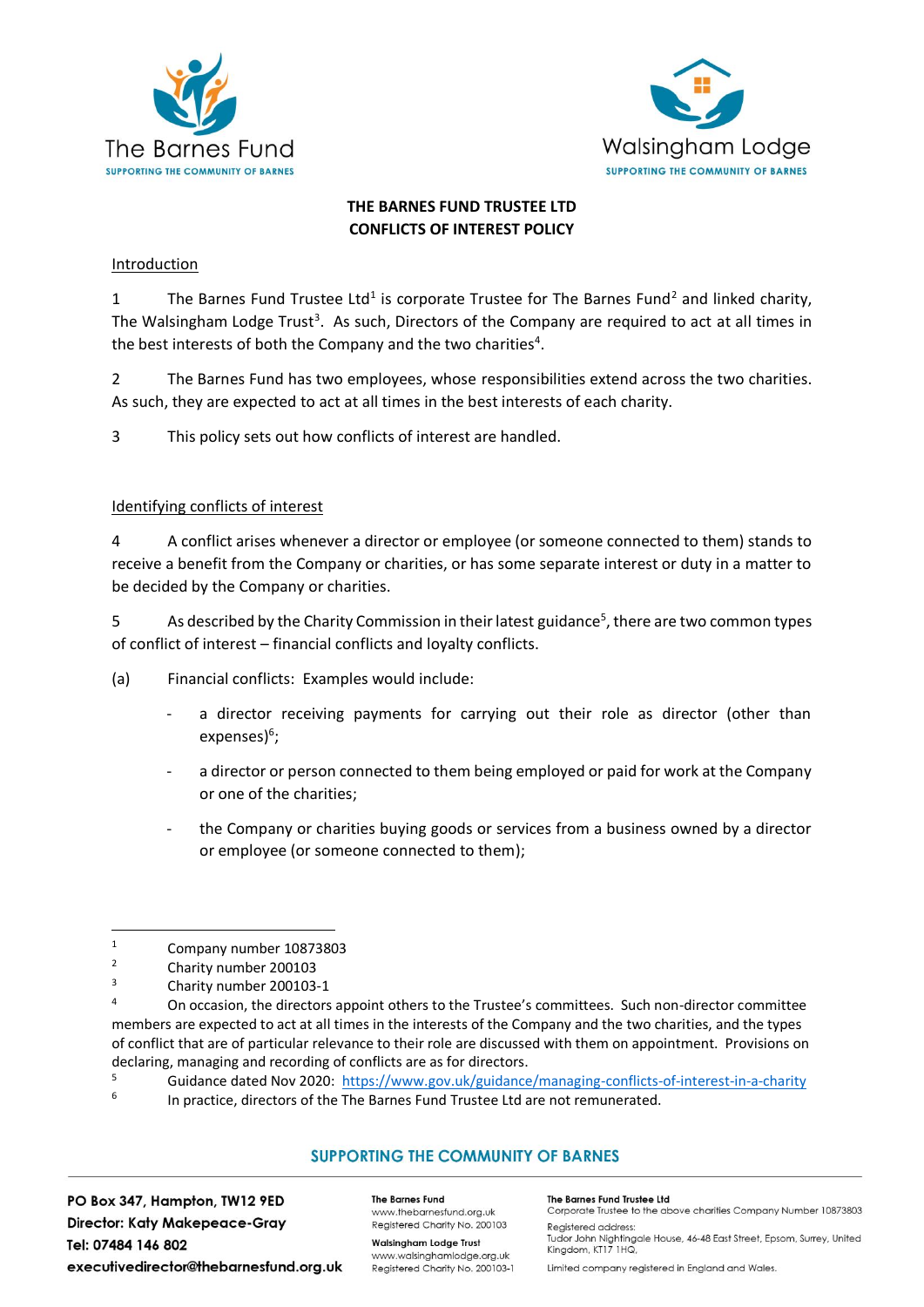**THE BARNES FUND TRUSTEE LTD**
**CONFLICTS OF INTEREST POLICY**

Introduction

1 The Barnes Fund Trustee Ltd[1] is corporate Trustee for The Barnes Fund[2] and linked charity, The Walsingham Lodge Trust[3]. As such, Directors of the Company are required to act at all times in the best interests of both the Company and the two charities[4].

2 The Barnes Fund has two employees, whose responsibilities extend across the two charities. As such, they are expected to act at all times in the best interests of each charity.

3 This policy sets out how conflicts of interest are handled.

Identifying conflicts of interest

4 A conflict arises whenever a director or employee (or someone connected to them) stands to receive a benefit from the Company or charities, or has some separate interest or duty in a matter to be decided by the Company or charities.

5 As described by the Charity Commission in their latest guidance[5], there are two common types of conflict of interest – financial conflicts and loyalty conflicts.

(a) Financial conflicts: Examples would include:

- a director receiving payments for carrying out their role as director (other than expenses)[6];
- a director or person connected to them being employed or paid for work at the Company or one of the charities;
- the Company or charities buying goods or services from a business owned by a director or employee (or someone connected to them);

---

[1] Company number 10873803

[2] Charity number 200103

[3] Charity number 200103-1

[4] On occasion, the directors appoint others to the Trustee's committees. Such non-director committee members are expected to act at all times in the interests of the Company and the two charities, and the types of conflict that are of particular relevance to their role are discussed with them on appointment. Provisions on declaring, managing and recording of conflicts are as for directors.

[5] Guidance dated Nov 2020: https://www.gov.uk/guidance/managing-conflicts-of-interest-in-a-charity

[6] In practice, directors of the The Barnes Fund Trustee Ltd are not remunerated.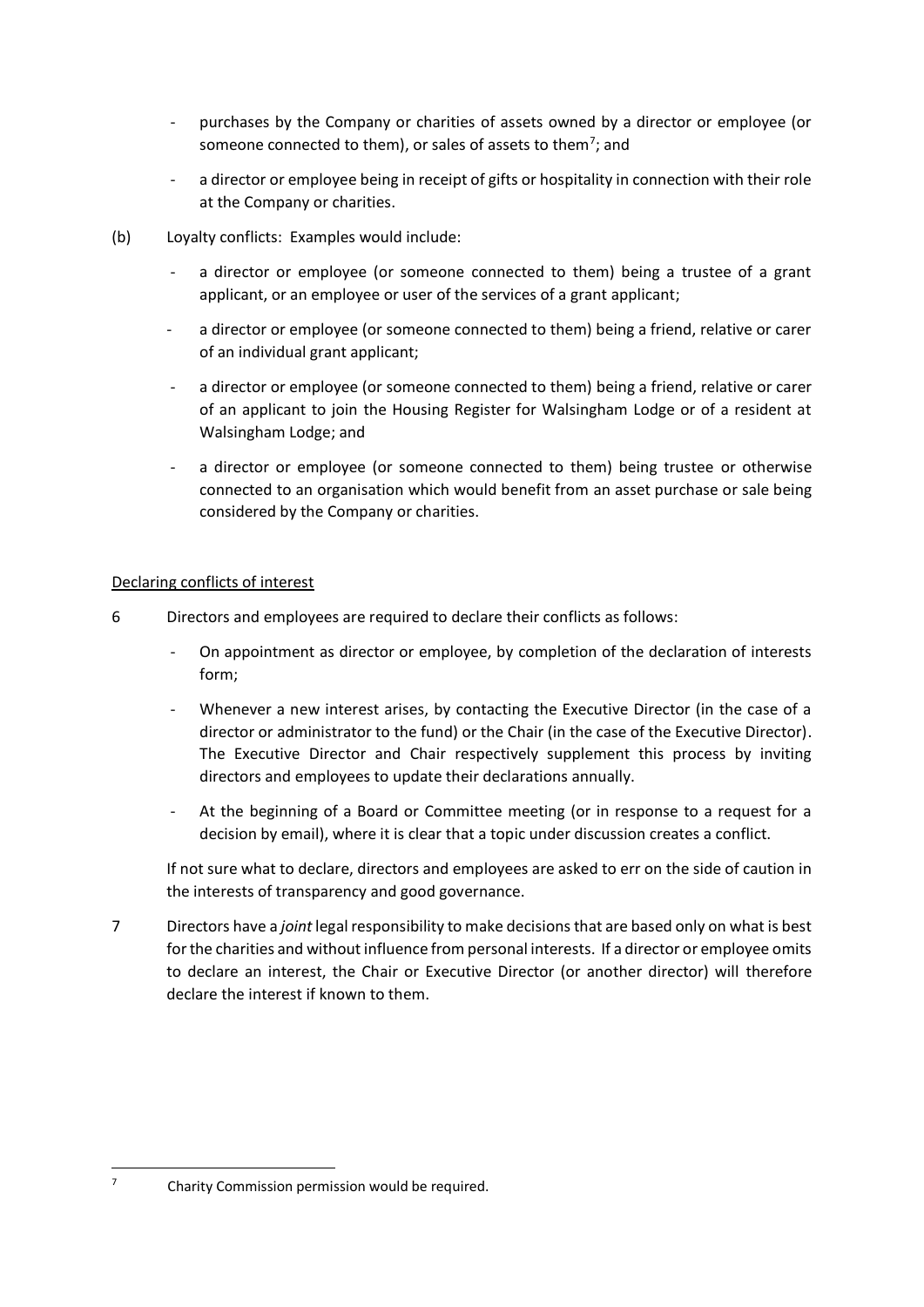- purchases by the Company or charities of assets owned by a director or employee (or someone connected to them), or sales of assets to them[7]; and
- a director or employee being in receipt of gifts or hospitality in connection with their role at the Company or charities.

(b) Loyalty conflicts: Examples would include:

- a director or employee (or someone connected to them) being a trustee of a grant applicant, or an employee or user of the services of a grant applicant;
- a director or employee (or someone connected to them) being a friend, relative or carer of an individual grant applicant;
- a director or employee (or someone connected to them) being a friend, relative or carer of an applicant to join the Housing Register for Walsingham Lodge or of a resident at Walsingham Lodge; and
- a director or employee (or someone connected to them) being trustee or otherwise connected to an organisation which would benefit from an asset purchase or sale being considered by the Company or charities.

<u>Declaring conflicts of interest</u>

6 Directors and employees are required to declare their conflicts as follows:

- On appointment as director or employee, by completion of the declaration of interests form;
- Whenever a new interest arises, by contacting the Executive Director (in the case of a director or administrator to the fund) or the Chair (in the case of the Executive Director). The Executive Director and Chair respectively supplement this process by inviting directors and employees to update their declarations annually.
- At the beginning of a Board or Committee meeting (or in response to a request for a decision by email), where it is clear that a topic under discussion creates a conflict.

If not sure what to declare, directors and employees are asked to err on the side of caution in the interests of transparency and good governance.

7 Directors have a *joint* legal responsibility to make decisions that are based only on what is best for the charities and without influence from personal interests. If a director or employee omits to declare an interest, the Chair or Executive Director (or another director) will therefore declare the interest if known to them.

---

[7] Charity Commission permission would be required.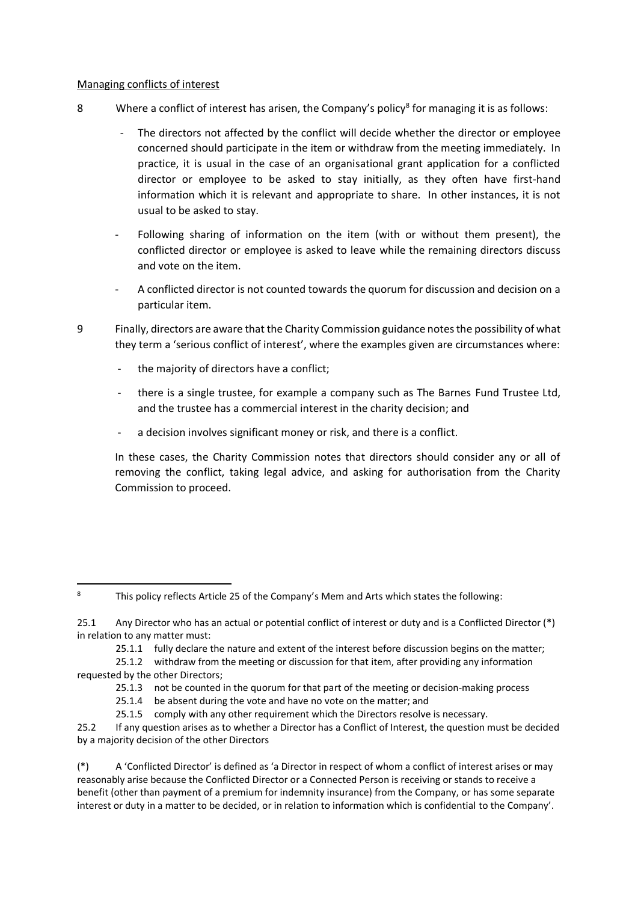Managing conflicts of interest

8 Where a conflict of interest has arisen, the Company's policy[8] for managing it is as follows:

- The directors not affected by the conflict will decide whether the director or employee concerned should participate in the item or withdraw from the meeting immediately. In practice, it is usual in the case of an organisational grant application for a conflicted director or employee to be asked to stay initially, as they often have first-hand information which it is relevant and appropriate to share. In other instances, it is not usual to be asked to stay.
- Following sharing of information on the item (with or without them present), the conflicted director or employee is asked to leave while the remaining directors discuss and vote on the item.
- A conflicted director is not counted towards the quorum for discussion and decision on a particular item.

9 Finally, directors are aware that the Charity Commission guidance notes the possibility of what they term a 'serious conflict of interest', where the examples given are circumstances where:

- the majority of directors have a conflict;
- there is a single trustee, for example a company such as The Barnes Fund Trustee Ltd, and the trustee has a commercial interest in the charity decision; and
- a decision involves significant money or risk, and there is a conflict.

In these cases, the Charity Commission notes that directors should consider any or all of removing the conflict, taking legal advice, and asking for authorisation from the Charity Commission to proceed.

---

[8] This policy reflects Article 25 of the Company's Mem and Arts which states the following:

25.1 Any Director who has an actual or potential conflict of interest or duty and is a Conflicted Director (*) in relation to any matter must:

25.1.1 fully declare the nature and extent of the interest before discussion begins on the matter;

25.1.2 withdraw from the meeting or discussion for that item, after providing any information requested by the other Directors;

25.1.3 not be counted in the quorum for that part of the meeting or decision-making process

25.1.4 be absent during the vote and have no vote on the matter; and

25.1.5 comply with any other requirement which the Directors resolve is necessary.

25.2 If any question arises as to whether a Director has a Conflict of Interest, the question must be decided by a majority decision of the other Directors

(*) A 'Conflicted Director' is defined as 'a Director in respect of whom a conflict of interest arises or may reasonably arise because the Conflicted Director or a Connected Person is receiving or stands to receive a benefit (other than payment of a premium for indemnity insurance) from the Company, or has some separate interest or duty in a matter to be decided, or in relation to information which is confidential to the Company'.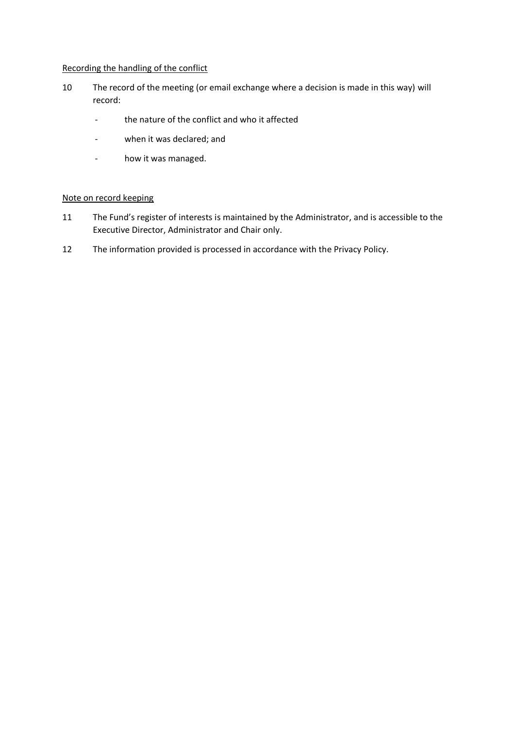Recording the handling of the conflict

10 The record of the meeting (or email exchange where a decision is made in this way) will record:

- the nature of the conflict and who it affected
- when it was declared; and
- how it was managed.

Note on record keeping

11 The Fund's register of interests is maintained by the Administrator, and is accessible to the Executive Director, Administrator and Chair only.

12 The information provided is processed in accordance with the Privacy Policy.